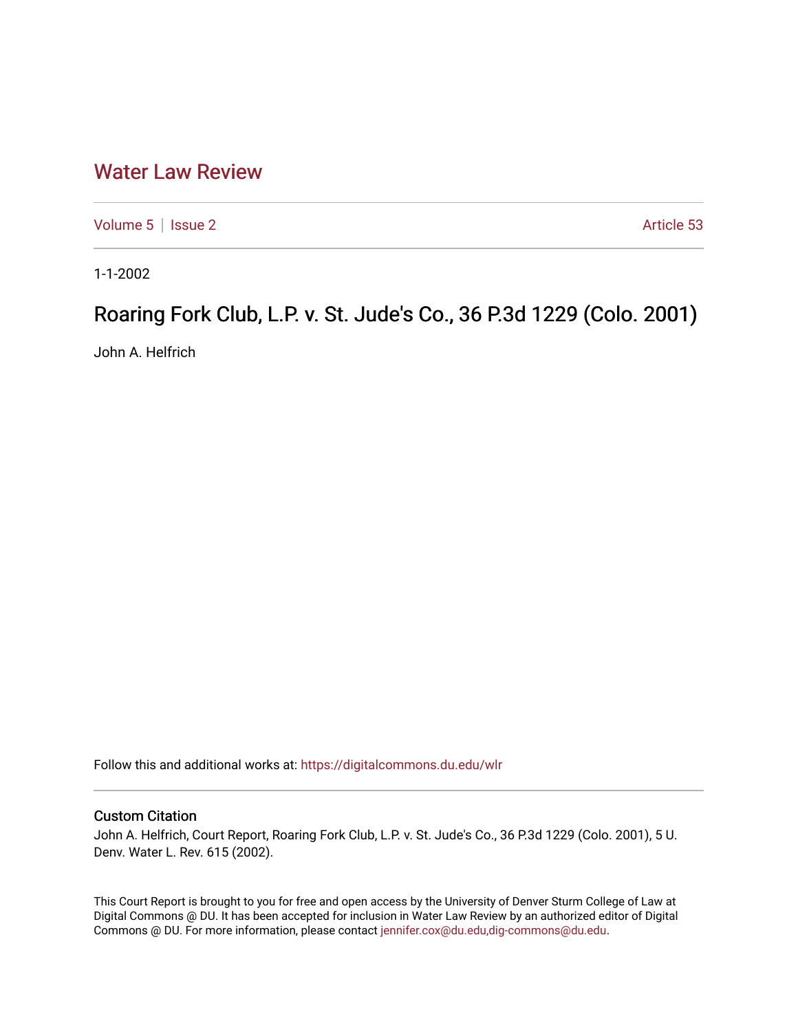# Water Law Review

Volume 5 | Issue 2 Article 53

1-1-2002

## Roaring Fork Club, L.P. v. St. Jude's Co., 36 P.3d 1229 (Colo. 2001)

John A. Helfrich

Follow this and additional works at: https://digitalcommons.du.edu/wlr

### Custom Citation

John A. Helfrich, Court Report, Roaring Fork Club, L.P. v. St. Jude's Co., 36 P.3d 1229 (Colo. 2001), 5 U. Denv. Water L. Rev. 615 (2002).

This Court Report is brought to you for free and open access by the University of Denver Sturm College of Law at Digital Commons @ DU. It has been accepted for inclusion in Water Law Review by an authorized editor of Digital Commons @ DU. For more information, please contact jennifer.cox@du.edu,dig-commons@du.edu.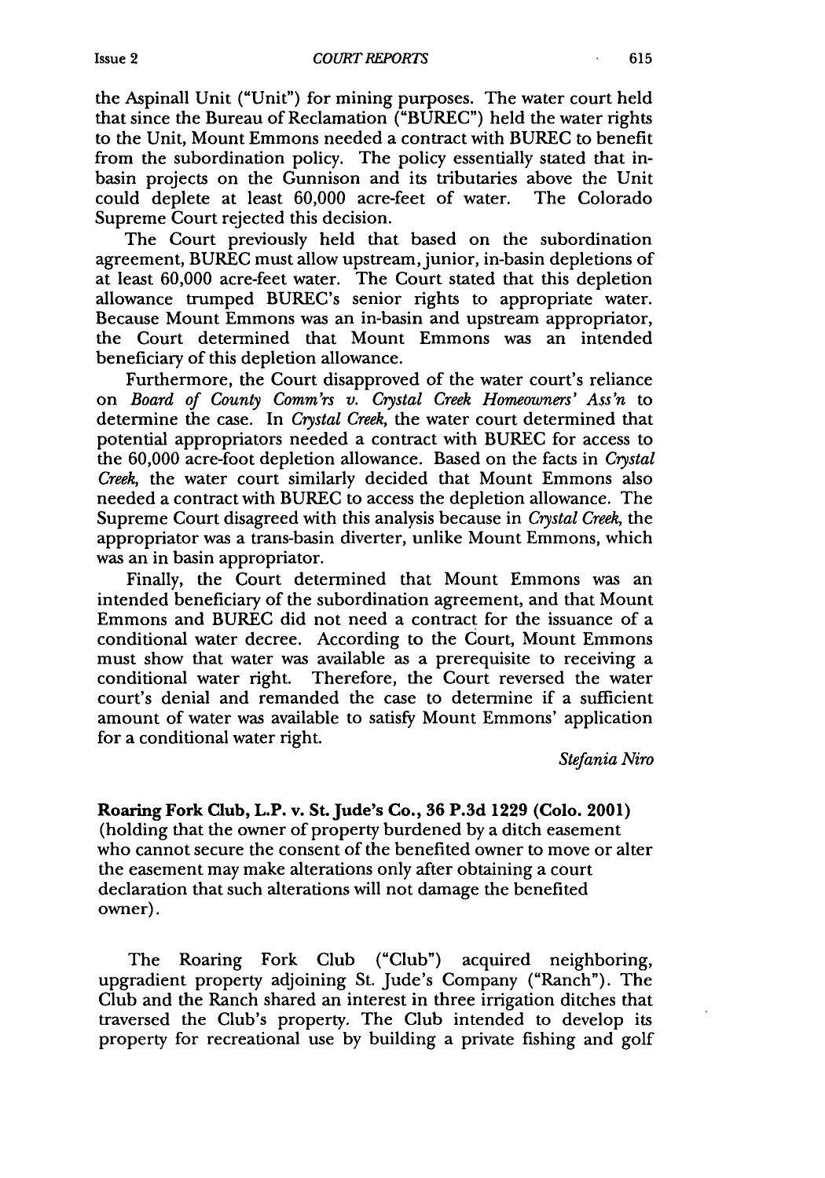the Aspinall Unit ("Unit") for mining purposes. The water court held that since the Bureau of Reclamation ("BUREC") held the water rights to the Unit, Mount Emmons needed a contract with BUREC to benefit from the subordination policy. The policy essentially stated that in-basin projects on the Gunnison and its tributaries above the Unit could deplete at least 60,000 acre-feet of water. The Colorado Supreme Court rejected this decision.

The Court previously held that based on the subordination agreement, BUREC must allow upstream, junior, in-basin depletions of at least 60,000 acre-feet water. The Court stated that this depletion allowance trumped BUREC's senior rights to appropriate water. Because Mount Emmons was an in-basin and upstream appropriator, the Court determined that Mount Emmons was an intended beneficiary of this depletion allowance.

Furthermore, the Court disapproved of the water court's reliance on *Board of County Comm'rs v. Crystal Creek Homeowners' Ass'n* to determine the case. In *Crystal Creek*, the water court determined that potential appropriators needed a contract with BUREC for access to the 60,000 acre-foot depletion allowance. Based on the facts in *Crystal Creek*, the water court similarly decided that Mount Emmons also needed a contract with BUREC to access the depletion allowance. The Supreme Court disagreed with this analysis because in *Crystal Creek*, the appropriator was a trans-basin diverter, unlike Mount Emmons, which was an in basin appropriator.

Finally, the Court determined that Mount Emmons was an intended beneficiary of the subordination agreement, and that Mount Emmons and BUREC did not need a contract for the issuance of a conditional water decree. According to the Court, Mount Emmons must show that water was available as a prerequisite to receiving a conditional water right. Therefore, the Court reversed the water court's denial and remanded the case to determine if a sufficient amount of water was available to satisfy Mount Emmons' application for a conditional water right.

*Stefania Niro*

**Roaring Fork Club, L.P. v. St. Jude's Co., 36 P.3d 1229 (Colo. 2001)** (holding that the owner of property burdened by a ditch easement who cannot secure the consent of the benefited owner to move or alter the easement may make alterations only after obtaining a court declaration that such alterations will not damage the benefited owner).

The Roaring Fork Club ("Club") acquired neighboring, upgradient property adjoining St. Jude's Company ("Ranch"). The Club and the Ranch shared an interest in three irrigation ditches that traversed the Club's property. The Club intended to develop its property for recreational use by building a private fishing and golf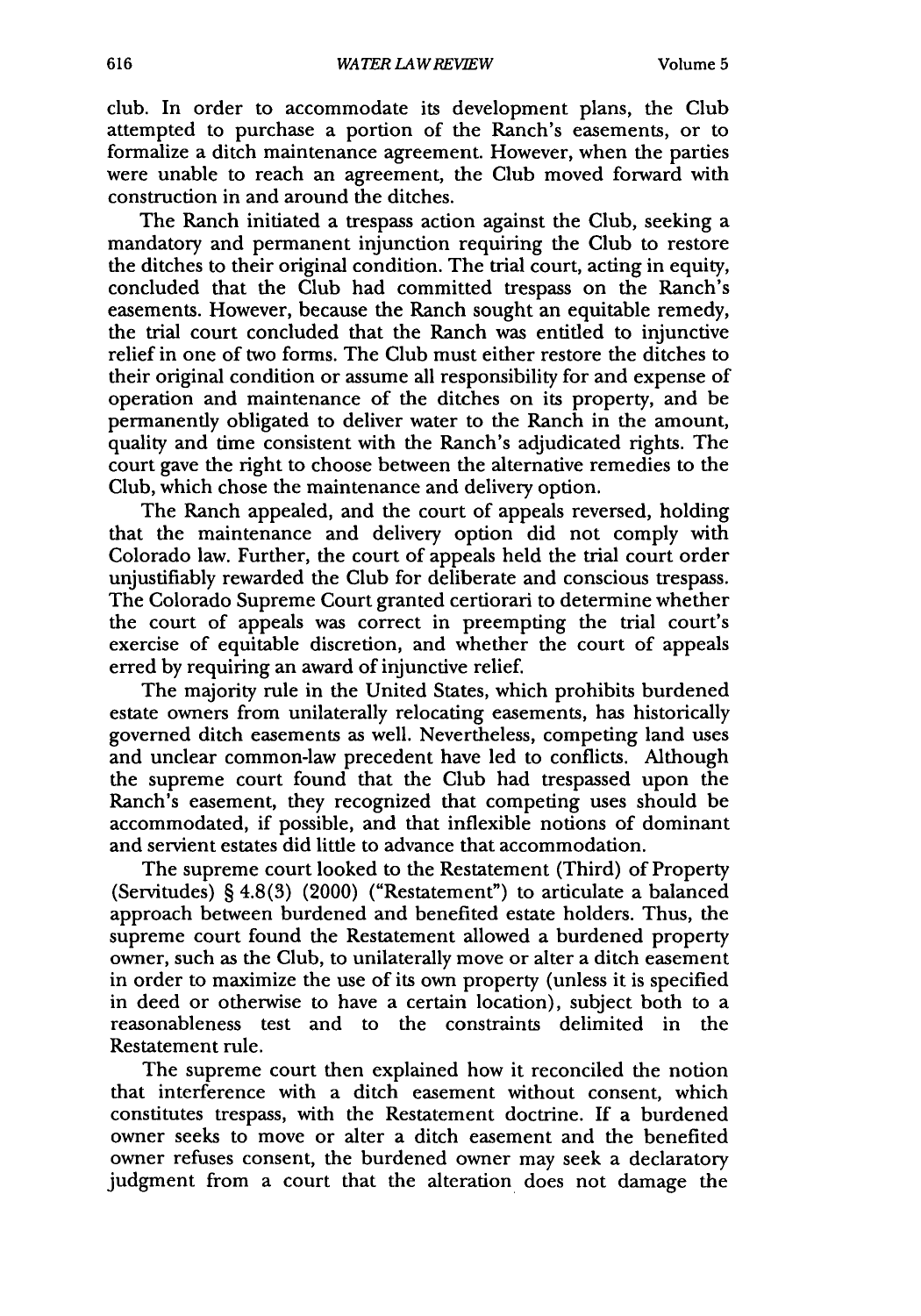club. In order to accommodate its development plans, the Club attempted to purchase a portion of the Ranch's easements, or to formalize a ditch maintenance agreement. However, when the parties were unable to reach an agreement, the Club moved forward with construction in and around the ditches.

The Ranch initiated a trespass action against the Club, seeking a mandatory and permanent injunction requiring the Club to restore the ditches to their original condition. The trial court, acting in equity, concluded that the Club had committed trespass on the Ranch's easements. However, because the Ranch sought an equitable remedy, the trial court concluded that the Ranch was entitled to injunctive relief in one of two forms. The Club must either restore the ditches to their original condition or assume all responsibility for and expense of operation and maintenance of the ditches on its property, and be permanently obligated to deliver water to the Ranch in the amount, quality and time consistent with the Ranch's adjudicated rights. The court gave the right to choose between the alternative remedies to the Club, which chose the maintenance and delivery option.

The Ranch appealed, and the court of appeals reversed, holding that the maintenance and delivery option did not comply with Colorado law. Further, the court of appeals held the trial court order unjustifiably rewarded the Club for deliberate and conscious trespass. The Colorado Supreme Court granted certiorari to determine whether the court of appeals was correct in preempting the trial court's exercise of equitable discretion, and whether the court of appeals erred by requiring an award of injunctive relief.

The majority rule in the United States, which prohibits burdened estate owners from unilaterally relocating easements, has historically governed ditch easements as well. Nevertheless, competing land uses and unclear common-law precedent have led to conflicts. Although the supreme court found that the Club had trespassed upon the Ranch's easement, they recognized that competing uses should be accommodated, if possible, and that inflexible notions of dominant and servient estates did little to advance that accommodation.

The supreme court looked to the Restatement (Third) of Property (Servitudes) § 4.8(3) (2000) ("Restatement") to articulate a balanced approach between burdened and benefited estate holders. Thus, the supreme court found the Restatement allowed a burdened property owner, such as the Club, to unilaterally move or alter a ditch easement in order to maximize the use of its own property (unless it is specified in deed or otherwise to have a certain location), subject both to a reasonableness test and to the constraints delimited in the Restatement rule.

The supreme court then explained how it reconciled the notion that interference with a ditch easement without consent, which constitutes trespass, with the Restatement doctrine. If a burdened owner seeks to move or alter a ditch easement and the benefited owner refuses consent, the burdened owner may seek a declaratory judgment from a court that the alteration does not damage the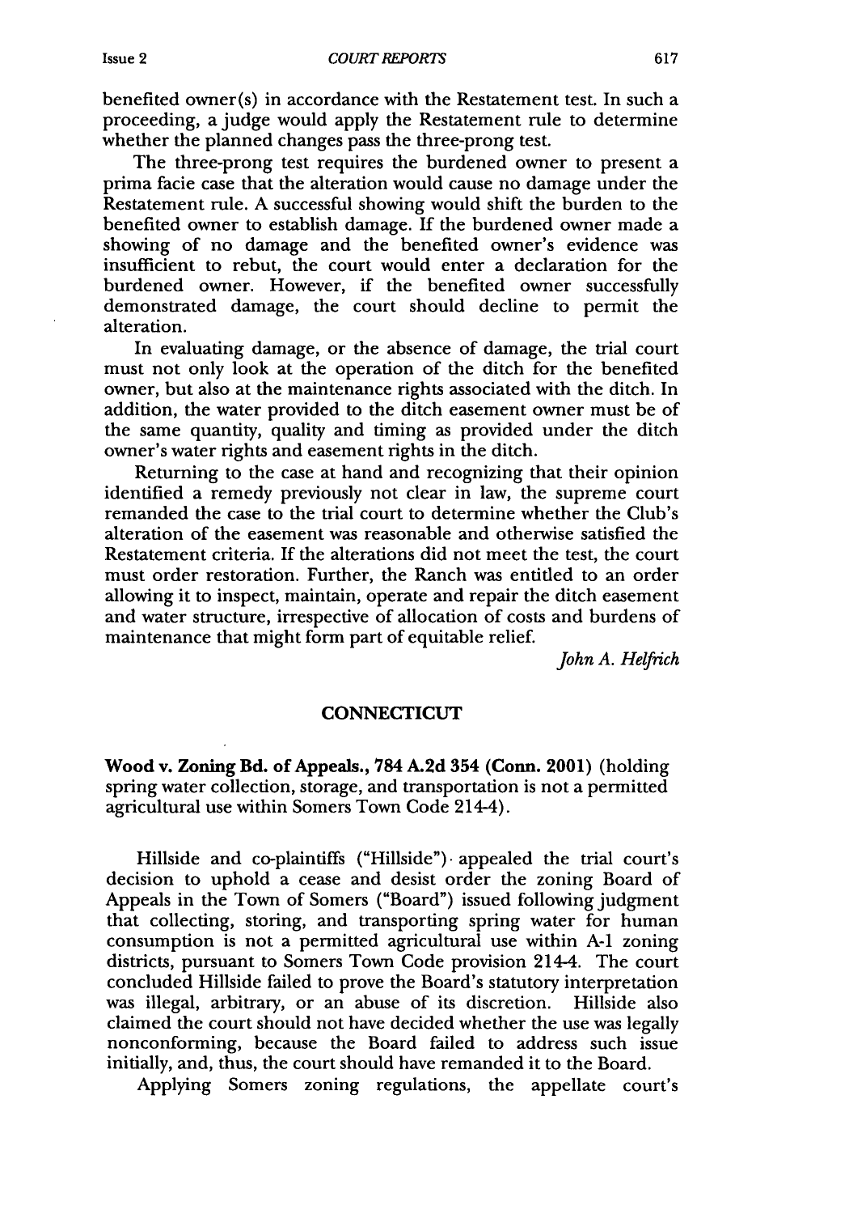benefited owner(s) in accordance with the Restatement test. In such a proceeding, a judge would apply the Restatement rule to determine whether the planned changes pass the three-prong test.

The three-prong test requires the burdened owner to present a prima facie case that the alteration would cause no damage under the Restatement rule. A successful showing would shift the burden to the benefited owner to establish damage. If the burdened owner made a showing of no damage and the benefited owner's evidence was insufficient to rebut, the court would enter a declaration for the burdened owner. However, if the benefited owner successfully demonstrated damage, the court should decline to permit the alteration.

In evaluating damage, or the absence of damage, the trial court must not only look at the operation of the ditch for the benefited owner, but also at the maintenance rights associated with the ditch. In addition, the water provided to the ditch easement owner must be of the same quantity, quality and timing as provided under the ditch owner's water rights and easement rights in the ditch.

Returning to the case at hand and recognizing that their opinion identified a remedy previously not clear in law, the supreme court remanded the case to the trial court to determine whether the Club's alteration of the easement was reasonable and otherwise satisfied the Restatement criteria. If the alterations did not meet the test, the court must order restoration. Further, the Ranch was entitled to an order allowing it to inspect, maintain, operate and repair the ditch easement and water structure, irrespective of allocation of costs and burdens of maintenance that might form part of equitable relief.

*John A. Helfrich*

## CONNECTICUT

**Wood v. Zoning Bd. of Appeals., 784 A.2d 354 (Conn. 2001)** (holding spring water collection, storage, and transportation is not a permitted agricultural use within Somers Town Code 214-4).

Hillside and co-plaintiffs ("Hillside") appealed the trial court's decision to uphold a cease and desist order the zoning Board of Appeals in the Town of Somers ("Board") issued following judgment that collecting, storing, and transporting spring water for human consumption is not a permitted agricultural use within A-1 zoning districts, pursuant to Somers Town Code provision 214-4. The court concluded Hillside failed to prove the Board's statutory interpretation was illegal, arbitrary, or an abuse of its discretion. Hillside also claimed the court should not have decided whether the use was legally nonconforming, because the Board failed to address such issue initially, and, thus, the court should have remanded it to the Board.

Applying Somers zoning regulations, the appellate court's